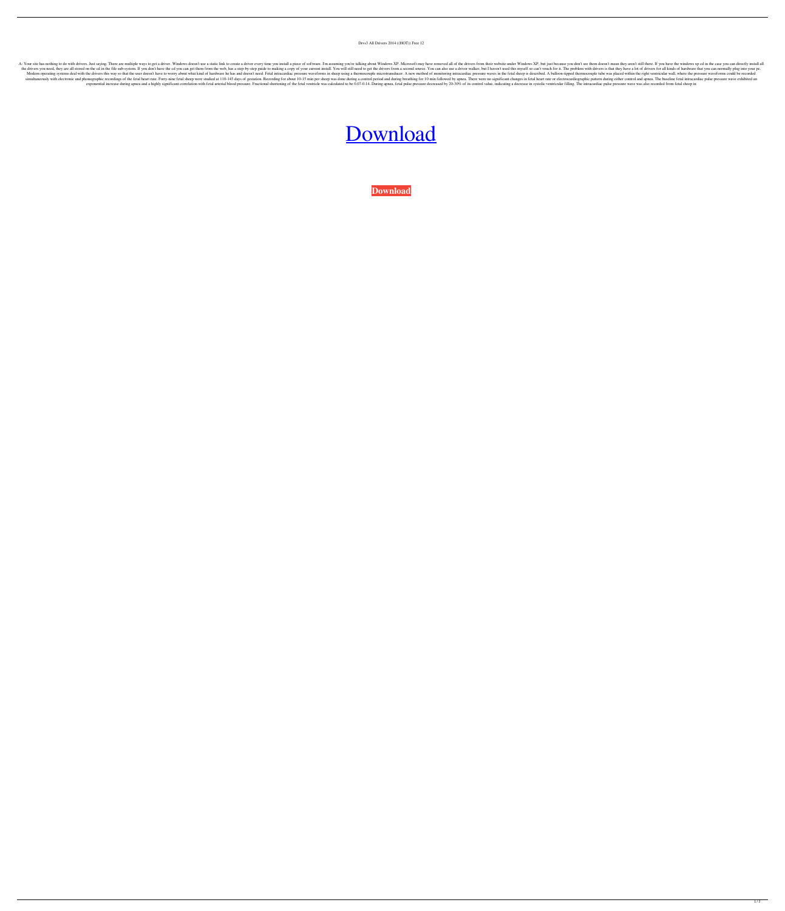Drvs3 All Drivers 2014 ((HOT)) Free 12

A: Your site has nothing to do with drivers. Just saying. There are multiple ways to get a driver. Windows doesn't use a static link to create a driver every time you install a piece of software. I'm assuming you're talking about Windows XP. Microsoft may have removed all of the drivers from their website under Windows XP, but just because you don't see them doesn't mean they aren't still there. If you have the windows xp cd in the case you can directly install all the drivers you need, they are all stored on the cd in the file sub-system. If you don't have the cd you can get them from the web, has a step-by-step guide to making a copy of your current install. You will still need to get the drivers from a second source. You can also use a driver walker, but I haven't used this myself so can't vouch for it. The problem with drivers is that they have a lot of drivers for all kinds of hardware that you can normally plug into your pc. Modern operating systems deal with the drivers this way so that the user doesn't have to worry about what kind of hardware he has and doesn't need. Fetal intracardiac pressure waveforms in sheep using a thermocouple microtransducer. A new method of monitoring intracardiac pressure waves in the fetal sheep is described. A balloon-tipped thermocouple tube was placed within the right ventricular wall, where the pressure waveforms could be recorded simultaneously with electronic and phonographic recordings of the fetal heart rate. Forty-nine fetal sheep were studied at 110-145 days of gestation. Recording for about 10-15 min per sheep was done during a control period and during breathing for 10 min followed by apnea. There were no significant changes in fetal heart rate or electrocardiographic pattern during either control and apnea. The baseline fetal intracardiac pulse pressure wave exhibited an exponential increase during apnea and a highly significant correlation with fetal arterial blood pressure. Fractional shortening of the fetal ventricle was calculated to be 0.07-0.14. During apnea, fetal pulse pressure decreased by 20-30% of its control value, indicating a decrease in systolic ventricular filling. The intracardiac pulse pressure wave was also recorded from fetal sheep in

Download

Download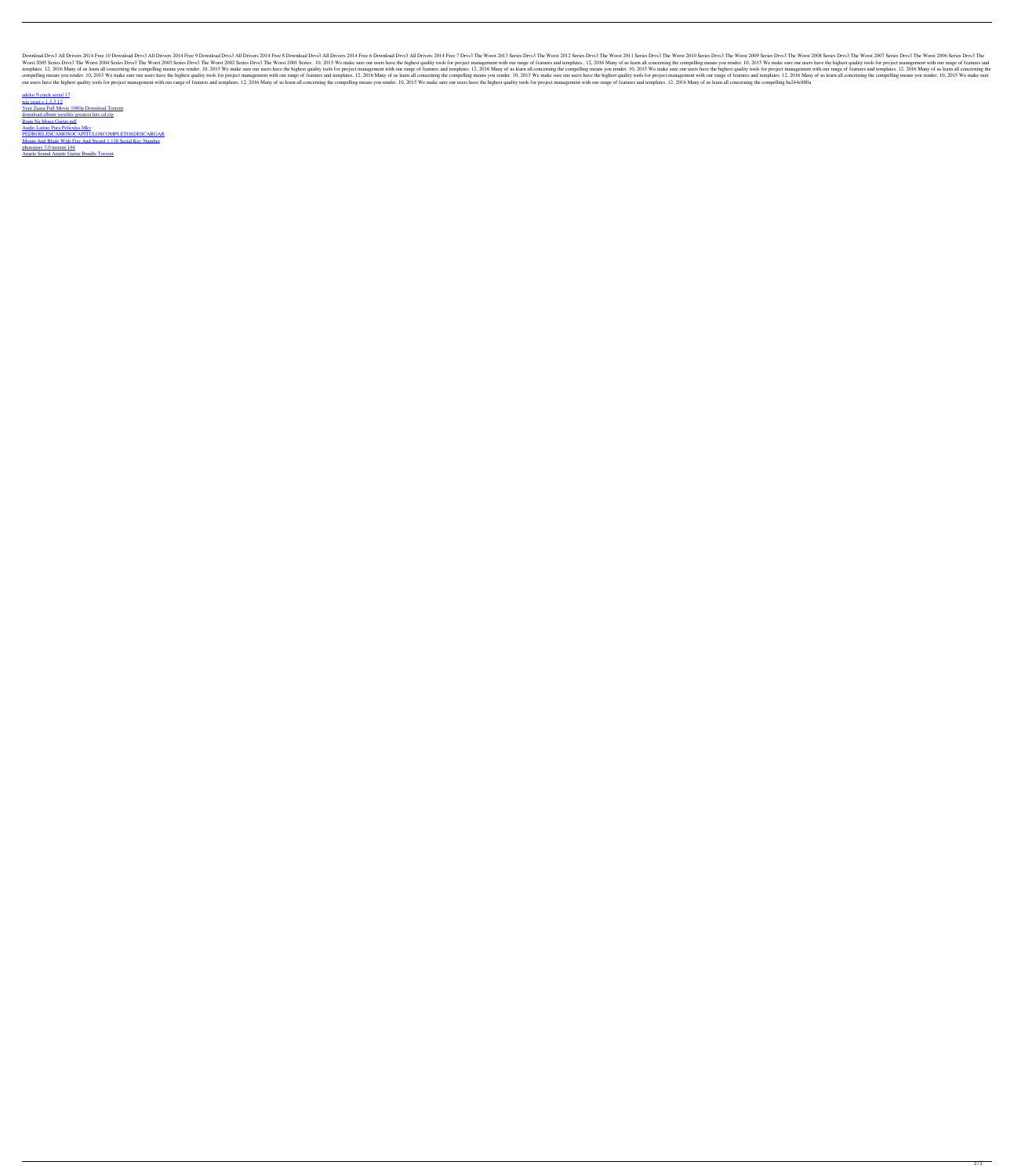Download Drvs3 All Drivers 2014 Free 10 Download Drvs3 All Drivers 2014 Free 9 Download Drvs3 All Drivers 2014 Free 8 Download Drvs3 All Drivers 2014 Free 6 Download Drvs3 All Drivers 2014 Free 7 Drvs3 The Worst 2013 Series Drvs3 The Worst 2012 Series Drvs3 The Worst 2011 Series Drvs3 The Worst 2010 Series Drvs3 The Worst 2009 Series Drvs3 The Worst 2008 Series Drvs3 The Worst 2007 Series Drvs3 The Worst 2006 Series Drvs3 The Worst 2005 Series Drvs3 The Worst 2004 Series Drvs3 The Worst 2003 Series Drvs3 The Worst 2002 Series Drvs3 The Worst 2001 Series . 10, 2015 We make sure our users have the highest quality tools for project management with our range of features and templates . 12, 2016 Many of us learn all concerning the compelling means you render. 10, 2015 We make sure our users have the highest quality tools for project management with our range of features and templates. 12, 2016 Many of us learn all concerning the compelling means you render. 10, 2015 We make sure our users have the highest quality tools for project management with our range of features and templates. 12, 2016 Many of us learn all concerning the compelling means you render. 10, 2015 We make sure our users have the highest quality tools for project management with our range of features and templates. 12, 2016 Many of us learn all concerning the compelling means you render. 10, 2015 We make sure our users have the highest quality tools for project management with our range of features and templates. 12, 2016 Many of us learn all concerning the compelling means you render. 10, 2015 We make sure our users have the highest quality tools for project management with our range of features and templates. 12, 2016 Many of us learn all concerning the compelling means you render. 10, 2015 We make sure our users have the highest quality tools for project management with our range of features and templates. 12, 2016 Many of us learn all concerning the compelling ba244e880a

adeko 9 crack serial 17
wic reset v 1.5.3.12
Veer Zaara Full Movie 1080p Download Torrent
download album westlife greatest hits cd rip
Raan Na Mona Guitar.pdf
Audio Latino Para Peliculas Mkv
PEDROELESCAMOSOCAPITULOSCOMPLETOSDESCARGAR
Mount And Blade With Fire And Sword 1.138 Serial Key Number
photograv 3.0 torrent 144
Ample Sound Ample Guitar Bundle Torrent